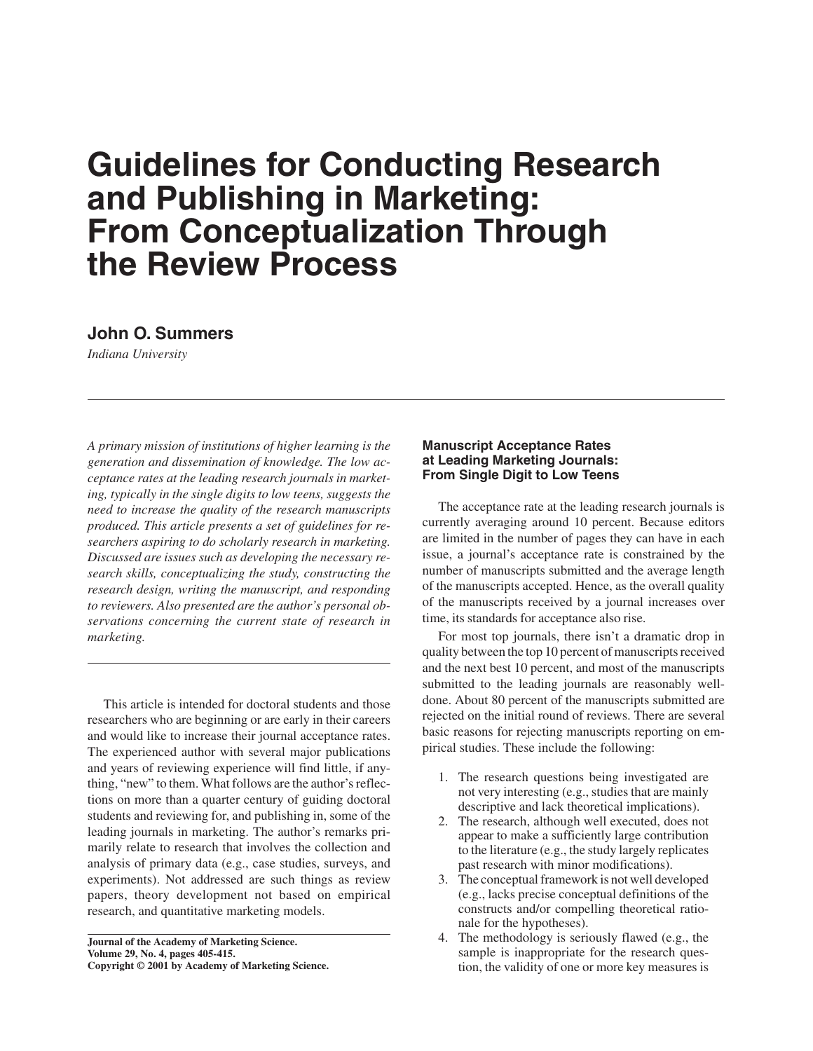# Guidelines for Conducting Research and Publishing in Marketing: From Conceptualization Through the Review Process

**John O. Summers**
*Indiana University*

*A primary mission of institutions of higher learning is the generation and dissemination of knowledge. The low acceptance rates at the leading research journals in marketing, typically in the single digits to low teens, suggests the need to increase the quality of the research manuscripts produced. This article presents a set of guidelines for researchers aspiring to do scholarly research in marketing. Discussed are issues such as developing the necessary research skills, conceptualizing the study, constructing the research design, writing the manuscript, and responding to reviewers. Also presented are the author's personal observations concerning the current state of research in marketing.*

This article is intended for doctoral students and those researchers who are beginning or are early in their careers and would like to increase their journal acceptance rates. The experienced author with several major publications and years of reviewing experience will find little, if anything, "new" to them. What follows are the author's reflections on more than a quarter century of guiding doctoral students and reviewing for, and publishing in, some of the leading journals in marketing. The author's remarks primarily relate to research that involves the collection and analysis of primary data (e.g., case studies, surveys, and experiments). Not addressed are such things as review papers, theory development not based on empirical research, and quantitative marketing models.

**Journal of the Academy of Marketing Science.**
**Volume 29, No. 4, pages 405-415.**
**Copyright © 2001 by Academy of Marketing Science.**

### Manuscript Acceptance Rates at Leading Marketing Journals: From Single Digit to Low Teens

The acceptance rate at the leading research journals is currently averaging around 10 percent. Because editors are limited in the number of pages they can have in each issue, a journal's acceptance rate is constrained by the number of manuscripts submitted and the average length of the manuscripts accepted. Hence, as the overall quality of the manuscripts received by a journal increases over time, its standards for acceptance also rise.

For most top journals, there isn't a dramatic drop in quality between the top 10 percent of manuscripts received and the next best 10 percent, and most of the manuscripts submitted to the leading journals are reasonably well-done. About 80 percent of the manuscripts submitted are rejected on the initial round of reviews. There are several basic reasons for rejecting manuscripts reporting on empirical studies. These include the following:

1. The research questions being investigated are not very interesting (e.g., studies that are mainly descriptive and lack theoretical implications).
2. The research, although well executed, does not appear to make a sufficiently large contribution to the literature (e.g., the study largely replicates past research with minor modifications).
3. The conceptual framework is not well developed (e.g., lacks precise conceptual definitions of the constructs and/or compelling theoretical rationale for the hypotheses).
4. The methodology is seriously flawed (e.g., the sample is inappropriate for the research question, the validity of one or more key measures is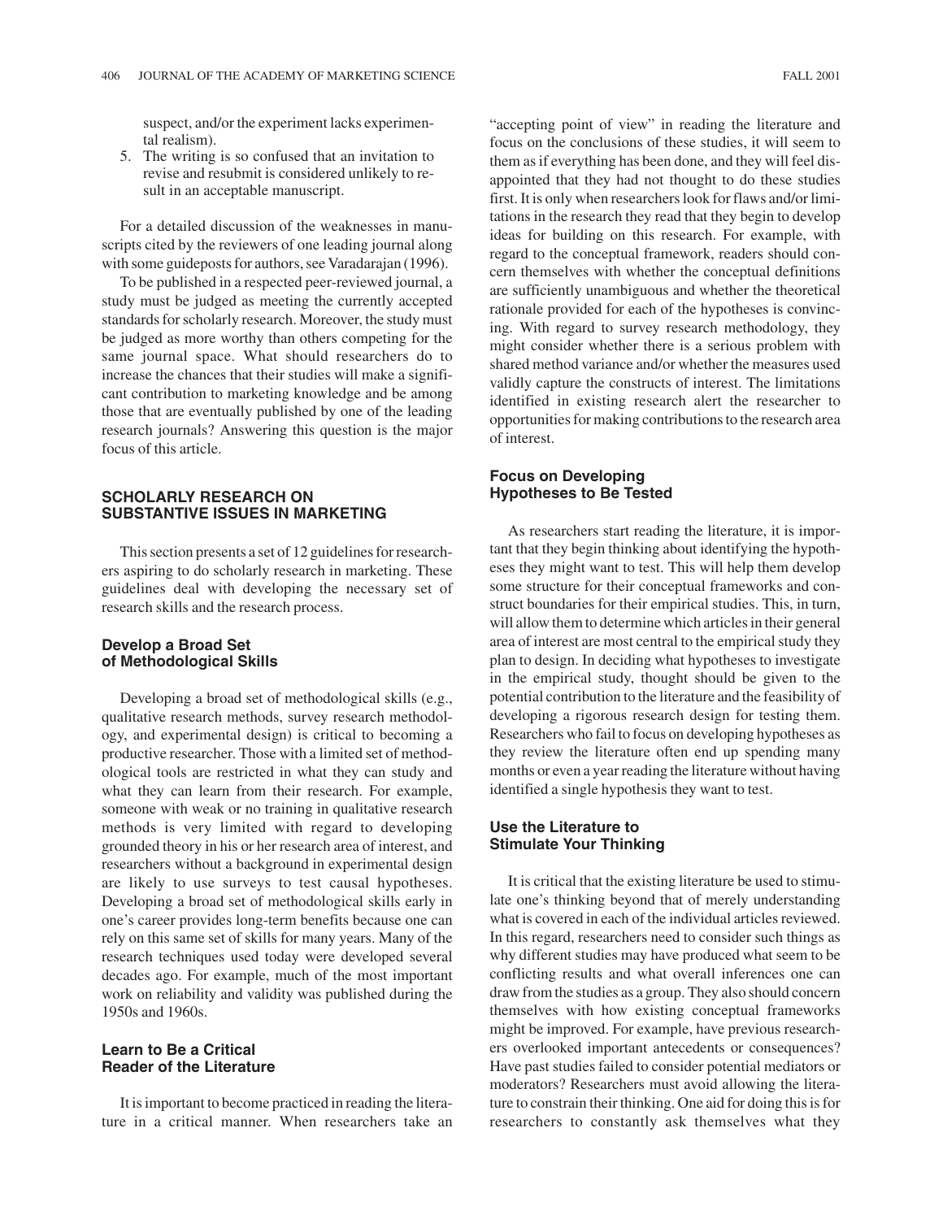suspect, and/or the experiment lacks experimental realism).

5. The writing is so confused that an invitation to revise and resubmit is considered unlikely to result in an acceptable manuscript.

For a detailed discussion of the weaknesses in manuscripts cited by the reviewers of one leading journal along with some guideposts for authors, see Varadarajan (1996).

To be published in a respected peer-reviewed journal, a study must be judged as meeting the currently accepted standards for scholarly research. Moreover, the study must be judged as more worthy than others competing for the same journal space. What should researchers do to increase the chances that their studies will make a significant contribution to marketing knowledge and be among those that are eventually published by one of the leading research journals? Answering this question is the major focus of this article.

## SCHOLARLY RESEARCH ON SUBSTANTIVE ISSUES IN MARKETING

This section presents a set of 12 guidelines for researchers aspiring to do scholarly research in marketing. These guidelines deal with developing the necessary set of research skills and the research process.

### Develop a Broad Set of Methodological Skills

Developing a broad set of methodological skills (e.g., qualitative research methods, survey research methodology, and experimental design) is critical to becoming a productive researcher. Those with a limited set of methodological tools are restricted in what they can study and what they can learn from their research. For example, someone with weak or no training in qualitative research methods is very limited with regard to developing grounded theory in his or her research area of interest, and researchers without a background in experimental design are likely to use surveys to test causal hypotheses. Developing a broad set of methodological skills early in one's career provides long-term benefits because one can rely on this same set of skills for many years. Many of the research techniques used today were developed several decades ago. For example, much of the most important work on reliability and validity was published during the 1950s and 1960s.

### Learn to Be a Critical Reader of the Literature

It is important to become practiced in reading the literature in a critical manner. When researchers take an "accepting point of view" in reading the literature and focus on the conclusions of these studies, it will seem to them as if everything has been done, and they will feel disappointed that they had not thought to do these studies first. It is only when researchers look for flaws and/or limitations in the research they read that they begin to develop ideas for building on this research. For example, with regard to the conceptual framework, readers should concern themselves with whether the conceptual definitions are sufficiently unambiguous and whether the theoretical rationale provided for each of the hypotheses is convincing. With regard to survey research methodology, they might consider whether there is a serious problem with shared method variance and/or whether the measures used validly capture the constructs of interest. The limitations identified in existing research alert the researcher to opportunities for making contributions to the research area of interest.

### Focus on Developing Hypotheses to Be Tested

As researchers start reading the literature, it is important that they begin thinking about identifying the hypotheses they might want to test. This will help them develop some structure for their conceptual frameworks and construct boundaries for their empirical studies. This, in turn, will allow them to determine which articles in their general area of interest are most central to the empirical study they plan to design. In deciding what hypotheses to investigate in the empirical study, thought should be given to the potential contribution to the literature and the feasibility of developing a rigorous research design for testing them. Researchers who fail to focus on developing hypotheses as they review the literature often end up spending many months or even a year reading the literature without having identified a single hypothesis they want to test.

### Use the Literature to Stimulate Your Thinking

It is critical that the existing literature be used to stimulate one's thinking beyond that of merely understanding what is covered in each of the individual articles reviewed. In this regard, researchers need to consider such things as why different studies may have produced what seem to be conflicting results and what overall inferences one can draw from the studies as a group. They also should concern themselves with how existing conceptual frameworks might be improved. For example, have previous researchers overlooked important antecedents or consequences? Have past studies failed to consider potential mediators or moderators? Researchers must avoid allowing the literature to constrain their thinking. One aid for doing this is for researchers to constantly ask themselves what they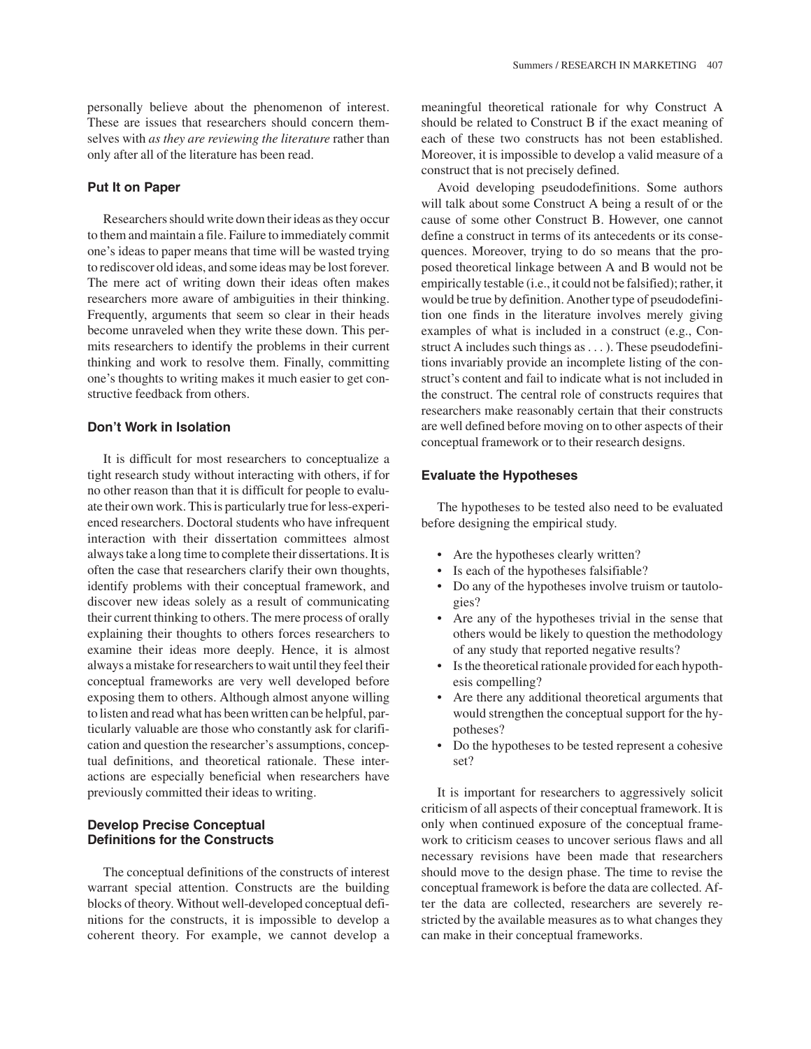personally believe about the phenomenon of interest. These are issues that researchers should concern themselves with *as they are reviewing the literature* rather than only after all of the literature has been read.

### Put It on Paper

Researchers should write down their ideas as they occur to them and maintain a file. Failure to immediately commit one's ideas to paper means that time will be wasted trying to rediscover old ideas, and some ideas may be lost forever. The mere act of writing down their ideas often makes researchers more aware of ambiguities in their thinking. Frequently, arguments that seem so clear in their heads become unraveled when they write these down. This permits researchers to identify the problems in their current thinking and work to resolve them. Finally, committing one's thoughts to writing makes it much easier to get constructive feedback from others.

### Don't Work in Isolation

It is difficult for most researchers to conceptualize a tight research study without interacting with others, if for no other reason than that it is difficult for people to evaluate their own work. This is particularly true for less-experienced researchers. Doctoral students who have infrequent interaction with their dissertation committees almost always take a long time to complete their dissertations. It is often the case that researchers clarify their own thoughts, identify problems with their conceptual framework, and discover new ideas solely as a result of communicating their current thinking to others. The mere process of orally explaining their thoughts to others forces researchers to examine their ideas more deeply. Hence, it is almost always a mistake for researchers to wait until they feel their conceptual frameworks are very well developed before exposing them to others. Although almost anyone willing to listen and read what has been written can be helpful, particularly valuable are those who constantly ask for clarification and question the researcher's assumptions, conceptual definitions, and theoretical rationale. These interactions are especially beneficial when researchers have previously committed their ideas to writing.

### Develop Precise Conceptual Definitions for the Constructs

The conceptual definitions of the constructs of interest warrant special attention. Constructs are the building blocks of theory. Without well-developed conceptual definitions for the constructs, it is impossible to develop a coherent theory. For example, we cannot develop a meaningful theoretical rationale for why Construct A should be related to Construct B if the exact meaning of each of these two constructs has not been established. Moreover, it is impossible to develop a valid measure of a construct that is not precisely defined.

Avoid developing pseudodefinitions. Some authors will talk about some Construct A being a result of or the cause of some other Construct B. However, one cannot define a construct in terms of its antecedents or its consequences. Moreover, trying to do so means that the proposed theoretical linkage between A and B would not be empirically testable (i.e., it could not be falsified); rather, it would be true by definition. Another type of pseudodefinition one finds in the literature involves merely giving examples of what is included in a construct (e.g., Construct A includes such things as . . . ). These pseudodefinitions invariably provide an incomplete listing of the construct's content and fail to indicate what is not included in the construct. The central role of constructs requires that researchers make reasonably certain that their constructs are well defined before moving on to other aspects of their conceptual framework or to their research designs.

### Evaluate the Hypotheses

The hypotheses to be tested also need to be evaluated before designing the empirical study.

- Are the hypotheses clearly written?
- Is each of the hypotheses falsifiable?
- Do any of the hypotheses involve truism or tautologies?
- Are any of the hypotheses trivial in the sense that others would be likely to question the methodology of any study that reported negative results?
- Is the theoretical rationale provided for each hypothesis compelling?
- Are there any additional theoretical arguments that would strengthen the conceptual support for the hypotheses?
- Do the hypotheses to be tested represent a cohesive set?

It is important for researchers to aggressively solicit criticism of all aspects of their conceptual framework. It is only when continued exposure of the conceptual framework to criticism ceases to uncover serious flaws and all necessary revisions have been made that researchers should move to the design phase. The time to revise the conceptual framework is before the data are collected. After the data are collected, researchers are severely restricted by the available measures as to what changes they can make in their conceptual frameworks.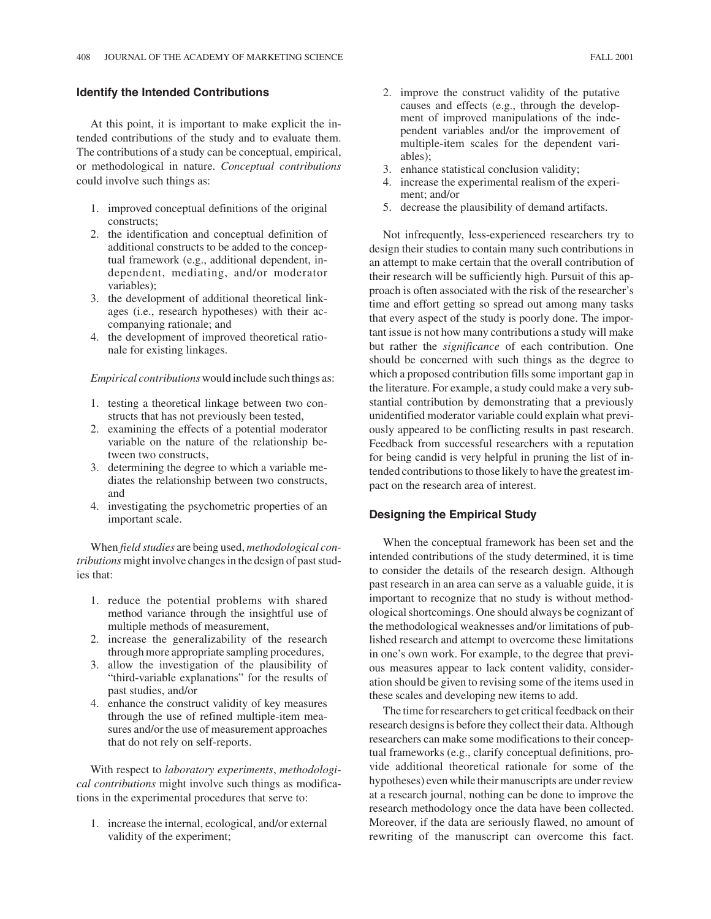### Identify the Intended Contributions

At this point, it is important to make explicit the intended contributions of the study and to evaluate them. The contributions of a study can be conceptual, empirical, or methodological in nature. *Conceptual contributions* could involve such things as:

1. improved conceptual definitions of the original constructs;
2. the identification and conceptual definition of additional constructs to be added to the conceptual framework (e.g., additional dependent, independent, mediating, and/or moderator variables);
3. the development of additional theoretical linkages (i.e., research hypotheses) with their accompanying rationale; and
4. the development of improved theoretical rationale for existing linkages.

*Empirical contributions* would include such things as:

1. testing a theoretical linkage between two constructs that has not previously been tested,
2. examining the effects of a potential moderator variable on the nature of the relationship between two constructs,
3. determining the degree to which a variable mediates the relationship between two constructs, and
4. investigating the psychometric properties of an important scale.

When *field studies* are being used, *methodological contributions* might involve changes in the design of past studies that:

1. reduce the potential problems with shared method variance through the insightful use of multiple methods of measurement,
2. increase the generalizability of the research through more appropriate sampling procedures,
3. allow the investigation of the plausibility of "third-variable explanations" for the results of past studies, and/or
4. enhance the construct validity of key measures through the use of refined multiple-item measures and/or the use of measurement approaches that do not rely on self-reports.

With respect to *laboratory experiments*, *methodological contributions* might involve such things as modifications in the experimental procedures that serve to:

1. increase the internal, ecological, and/or external validity of the experiment;
2. improve the construct validity of the putative causes and effects (e.g., through the development of improved manipulations of the independent variables and/or the improvement of multiple-item scales for the dependent variables);
3. enhance statistical conclusion validity;
4. increase the experimental realism of the experiment; and/or
5. decrease the plausibility of demand artifacts.

Not infrequently, less-experienced researchers try to design their studies to contain many such contributions in an attempt to make certain that the overall contribution of their research will be sufficiently high. Pursuit of this approach is often associated with the risk of the researcher's time and effort getting so spread out among many tasks that every aspect of the study is poorly done. The important issue is not how many contributions a study will make but rather the *significance* of each contribution. One should be concerned with such things as the degree to which a proposed contribution fills some important gap in the literature. For example, a study could make a very substantial contribution by demonstrating that a previously unidentified moderator variable could explain what previously appeared to be conflicting results in past research. Feedback from successful researchers with a reputation for being candid is very helpful in pruning the list of intended contributions to those likely to have the greatest impact on the research area of interest.

### Designing the Empirical Study

When the conceptual framework has been set and the intended contributions of the study determined, it is time to consider the details of the research design. Although past research in an area can serve as a valuable guide, it is important to recognize that no study is without methodological shortcomings. One should always be cognizant of the methodological weaknesses and/or limitations of published research and attempt to overcome these limitations in one's own work. For example, to the degree that previous measures appear to lack content validity, consideration should be given to revising some of the items used in these scales and developing new items to add.

The time for researchers to get critical feedback on their research designs is before they collect their data. Although researchers can make some modifications to their conceptual frameworks (e.g., clarify conceptual definitions, provide additional theoretical rationale for some of the hypotheses) even while their manuscripts are under review at a research journal, nothing can be done to improve the research methodology once the data have been collected. Moreover, if the data are seriously flawed, no amount of rewriting of the manuscript can overcome this fact.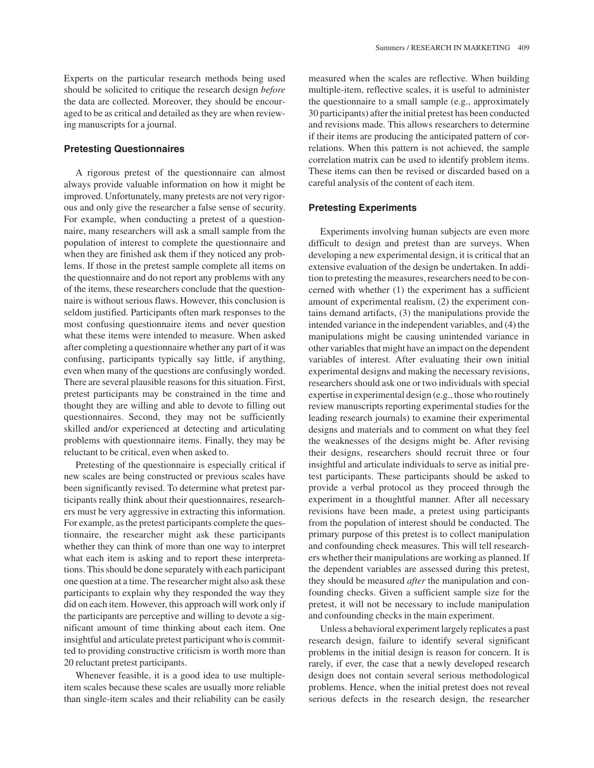Experts on the particular research methods being used should be solicited to critique the research design *before* the data are collected. Moreover, they should be encouraged to be as critical and detailed as they are when reviewing manuscripts for a journal.

### Pretesting Questionnaires

A rigorous pretest of the questionnaire can almost always provide valuable information on how it might be improved. Unfortunately, many pretests are not very rigorous and only give the researcher a false sense of security. For example, when conducting a pretest of a questionnaire, many researchers will ask a small sample from the population of interest to complete the questionnaire and when they are finished ask them if they noticed any problems. If those in the pretest sample complete all items on the questionnaire and do not report any problems with any of the items, these researchers conclude that the questionnaire is without serious flaws. However, this conclusion is seldom justified. Participants often mark responses to the most confusing questionnaire items and never question what these items were intended to measure. When asked after completing a questionnaire whether any part of it was confusing, participants typically say little, if anything, even when many of the questions are confusingly worded. There are several plausible reasons for this situation. First, pretest participants may be constrained in the time and thought they are willing and able to devote to filling out questionnaires. Second, they may not be sufficiently skilled and/or experienced at detecting and articulating problems with questionnaire items. Finally, they may be reluctant to be critical, even when asked to.

Pretesting of the questionnaire is especially critical if new scales are being constructed or previous scales have been significantly revised. To determine what pretest participants really think about their questionnaires, researchers must be very aggressive in extracting this information. For example, as the pretest participants complete the questionnaire, the researcher might ask these participants whether they can think of more than one way to interpret what each item is asking and to report these interpretations. This should be done separately with each participant one question at a time. The researcher might also ask these participants to explain why they responded the way they did on each item. However, this approach will work only if the participants are perceptive and willing to devote a significant amount of time thinking about each item. One insightful and articulate pretest participant who is committed to providing constructive criticism is worth more than 20 reluctant pretest participants.

Whenever feasible, it is a good idea to use multiple-item scales because these scales are usually more reliable than single-item scales and their reliability can be easily measured when the scales are reflective. When building multiple-item, reflective scales, it is useful to administer the questionnaire to a small sample (e.g., approximately 30 participants) after the initial pretest has been conducted and revisions made. This allows researchers to determine if their items are producing the anticipated pattern of correlations. When this pattern is not achieved, the sample correlation matrix can be used to identify problem items. These items can then be revised or discarded based on a careful analysis of the content of each item.

### Pretesting Experiments

Experiments involving human subjects are even more difficult to design and pretest than are surveys. When developing a new experimental design, it is critical that an extensive evaluation of the design be undertaken. In addition to pretesting the measures, researchers need to be concerned with whether (1) the experiment has a sufficient amount of experimental realism, (2) the experiment contains demand artifacts, (3) the manipulations provide the intended variance in the independent variables, and (4) the manipulations might be causing unintended variance in other variables that might have an impact on the dependent variables of interest. After evaluating their own initial experimental designs and making the necessary revisions, researchers should ask one or two individuals with special expertise in experimental design (e.g., those who routinely review manuscripts reporting experimental studies for the leading research journals) to examine their experimental designs and materials and to comment on what they feel the weaknesses of the designs might be. After revising their designs, researchers should recruit three or four insightful and articulate individuals to serve as initial pretest participants. These participants should be asked to provide a verbal protocol as they proceed through the experiment in a thoughtful manner. After all necessary revisions have been made, a pretest using participants from the population of interest should be conducted. The primary purpose of this pretest is to collect manipulation and confounding check measures. This will tell researchers whether their manipulations are working as planned. If the dependent variables are assessed during this pretest, they should be measured *after* the manipulation and confounding checks. Given a sufficient sample size for the pretest, it will not be necessary to include manipulation and confounding checks in the main experiment.

Unless a behavioral experiment largely replicates a past research design, failure to identify several significant problems in the initial design is reason for concern. It is rarely, if ever, the case that a newly developed research design does not contain several serious methodological problems. Hence, when the initial pretest does not reveal serious defects in the research design, the researcher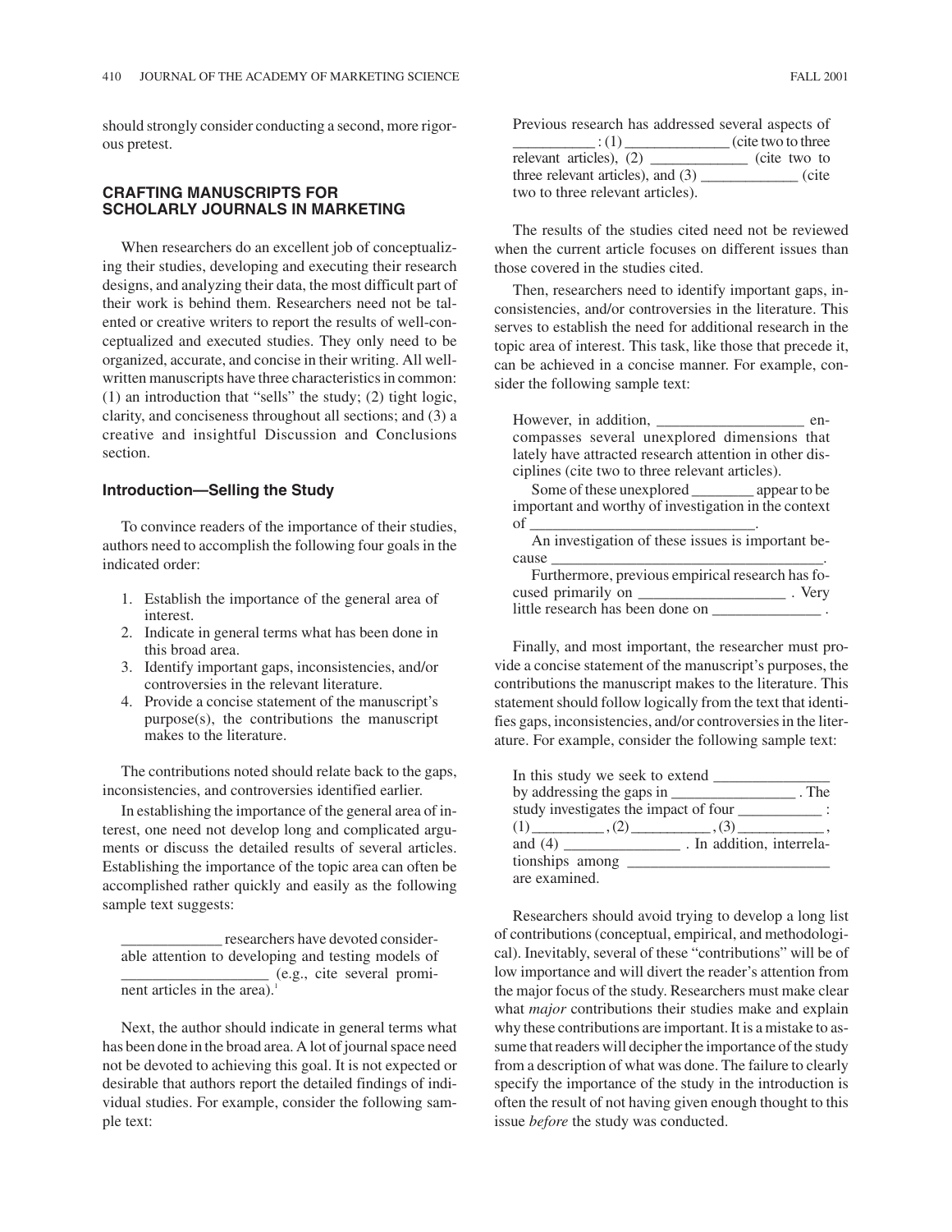should strongly consider conducting a second, more rigorous pretest.

## CRAFTING MANUSCRIPTS FOR SCHOLARLY JOURNALS IN MARKETING

When researchers do an excellent job of conceptualizing their studies, developing and executing their research designs, and analyzing their data, the most difficult part of their work is behind them. Researchers need not be talented or creative writers to report the results of well-conceptualized and executed studies. They only need to be organized, accurate, and concise in their writing. All well-written manuscripts have three characteristics in common: (1) an introduction that "sells" the study; (2) tight logic, clarity, and conciseness throughout all sections; and (3) a creative and insightful Discussion and Conclusions section.

### Introduction—Selling the Study

To convince readers of the importance of their studies, authors need to accomplish the following four goals in the indicated order:

1. Establish the importance of the general area of interest.
2. Indicate in general terms what has been done in this broad area.
3. Identify important gaps, inconsistencies, and/or controversies in the relevant literature.
4. Provide a concise statement of the manuscript's purpose(s), the contributions the manuscript makes to the literature.

The contributions noted should relate back to the gaps, inconsistencies, and controversies identified earlier.

In establishing the importance of the general area of interest, one need not develop long and complicated arguments or discuss the detailed results of several articles. Establishing the importance of the topic area can often be accomplished rather quickly and easily as the following sample text suggests:

> _____________ researchers have devoted considerable attention to developing and testing models of ___________________ (e.g., cite several prominent articles in the area).[1]

Next, the author should indicate in general terms what has been done in the broad area. A lot of journal space need not be devoted to achieving this goal. It is not expected or desirable that authors report the detailed findings of individual studies. For example, consider the following sample text:

> Previous research has addressed several aspects of ___________ : (1) _____________ (cite two to three relevant articles), (2) _____________ (cite two to three relevant articles), and (3) _____________ (cite two to three relevant articles).

The results of the studies cited need not be reviewed when the current article focuses on different issues than those covered in the studies cited.

Then, researchers need to identify important gaps, inconsistencies, and/or controversies in the literature. This serves to establish the need for additional research in the topic area of interest. This task, like those that precede it, can be achieved in a concise manner. For example, consider the following sample text:

> However, in addition, ___________________ encompasses several unexplored dimensions that lately have attracted research attention in other disciplines (cite two to three relevant articles).
>
> Some of these unexplored ________ appear to be important and worthy of investigation in the context of _____________________________.
>
> An investigation of these issues is important because _____________________________________.
>
> Furthermore, previous empirical research has focused primarily on ___________________ . Very little research has been done on ______________ .

Finally, and most important, the researcher must provide a concise statement of the manuscript's purposes, the contributions the manuscript makes to the literature. This statement should follow logically from the text that identifies gaps, inconsistencies, and/or controversies in the literature. For example, consider the following sample text:

> In this study we seek to extend _______________ by addressing the gaps in ________________ . The study investigates the impact of four ___________ : (1) _________ , (2) __________ , (3) ___________ , and (4) _______________ . In addition, interrelationships among __________________________ are examined.

Researchers should avoid trying to develop a long list of contributions (conceptual, empirical, and methodological). Inevitably, several of these "contributions" will be of low importance and will divert the reader's attention from the major focus of the study. Researchers must make clear what *major* contributions their studies make and explain why these contributions are important. It is a mistake to assume that readers will decipher the importance of the study from a description of what was done. The failure to clearly specify the importance of the study in the introduction is often the result of not having given enough thought to this issue *before* the study was conducted.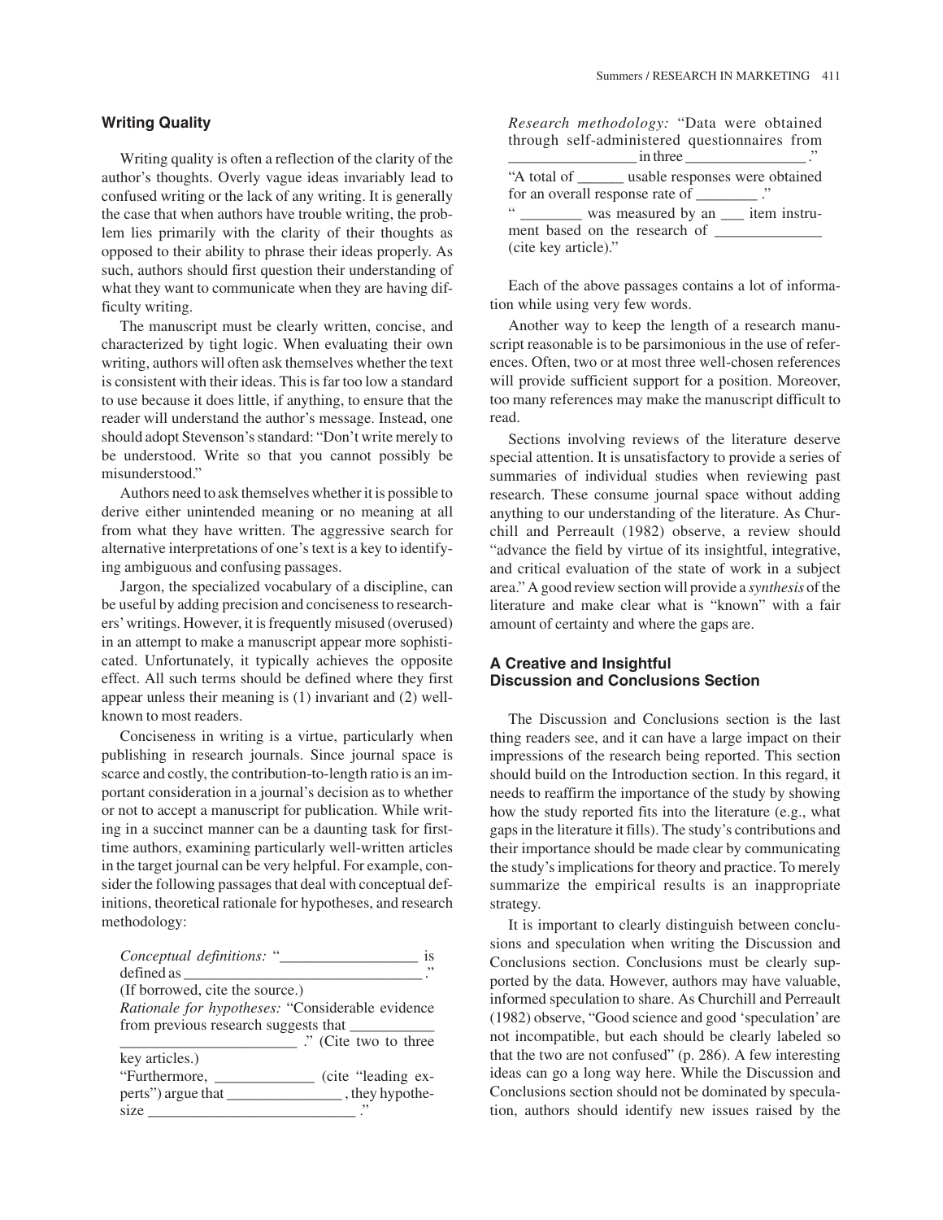## Writing Quality

Writing quality is often a reflection of the clarity of the author's thoughts. Overly vague ideas invariably lead to confused writing or the lack of any writing. It is generally the case that when authors have trouble writing, the problem lies primarily with the clarity of their thoughts as opposed to their ability to phrase their ideas properly. As such, authors should first question their understanding of what they want to communicate when they are having difficulty writing.

The manuscript must be clearly written, concise, and characterized by tight logic. When evaluating their own writing, authors will often ask themselves whether the text is consistent with their ideas. This is far too low a standard to use because it does little, if anything, to ensure that the reader will understand the author's message. Instead, one should adopt Stevenson's standard: "Don't write merely to be understood. Write so that you cannot possibly be misunderstood."

Authors need to ask themselves whether it is possible to derive either unintended meaning or no meaning at all from what they have written. The aggressive search for alternative interpretations of one's text is a key to identifying ambiguous and confusing passages.

Jargon, the specialized vocabulary of a discipline, can be useful by adding precision and conciseness to researchers' writings. However, it is frequently misused (overused) in an attempt to make a manuscript appear more sophisticated. Unfortunately, it typically achieves the opposite effect. All such terms should be defined where they first appear unless their meaning is (1) invariant and (2) well-known to most readers.

Conciseness in writing is a virtue, particularly when publishing in research journals. Since journal space is scarce and costly, the contribution-to-length ratio is an important consideration in a journal's decision as to whether or not to accept a manuscript for publication. While writing in a succinct manner can be a daunting task for first-time authors, examining particularly well-written articles in the target journal can be very helpful. For example, consider the following passages that deal with conceptual definitions, theoretical rationale for hypotheses, and research methodology:

> *Conceptual definitions:* "__________________ is defined as ________________________________."
> (If borrowed, cite the source.)
> *Rationale for hypotheses:* "Considerable evidence from previous research suggests that ______________________________________." (Cite two to three key articles.)
> "Furthermore, _____________ (cite "leading experts") argue that _______________, they hypothesize ____________________________."
>
> *Research methodology:* "Data were obtained through self-administered questionnaires from _________________ in three ________________."
> "A total of ______ usable responses were obtained for an overall response rate of ________."
> "________ was measured by an ___ item instrument based on the research of ______________ (cite key article)."

Each of the above passages contains a lot of information while using very few words.

Another way to keep the length of a research manuscript reasonable is to be parsimonious in the use of references. Often, two or at most three well-chosen references will provide sufficient support for a position. Moreover, too many references may make the manuscript difficult to read.

Sections involving reviews of the literature deserve special attention. It is unsatisfactory to provide a series of summaries of individual studies when reviewing past research. These consume journal space without adding anything to our understanding of the literature. As Churchill and Perreault (1982) observe, a review should "advance the field by virtue of its insightful, integrative, and critical evaluation of the state of work in a subject area." A good review section will provide a *synthesis* of the literature and make clear what is "known" with a fair amount of certainty and where the gaps are.

## A Creative and Insightful Discussion and Conclusions Section

The Discussion and Conclusions section is the last thing readers see, and it can have a large impact on their impressions of the research being reported. This section should build on the Introduction section. In this regard, it needs to reaffirm the importance of the study by showing how the study reported fits into the literature (e.g., what gaps in the literature it fills). The study's contributions and their importance should be made clear by communicating the study's implications for theory and practice. To merely summarize the empirical results is an inappropriate strategy.

It is important to clearly distinguish between conclusions and speculation when writing the Discussion and Conclusions section. Conclusions must be clearly supported by the data. However, authors may have valuable, informed speculation to share. As Churchill and Perreault (1982) observe, "Good science and good 'speculation' are not incompatible, but each should be clearly labeled so that the two are not confused" (p. 286). A few interesting ideas can go a long way here. While the Discussion and Conclusions section should not be dominated by speculation, authors should identify new issues raised by the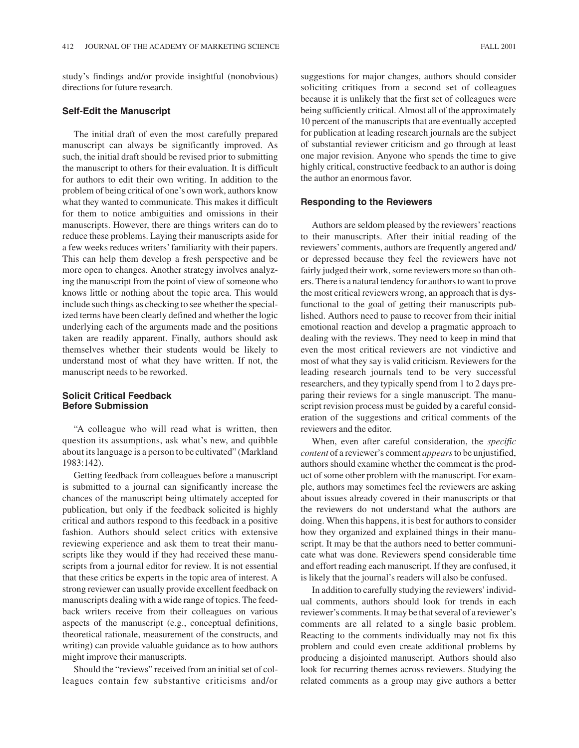study's findings and/or provide insightful (nonobvious) directions for future research.

### Self-Edit the Manuscript

The initial draft of even the most carefully prepared manuscript can always be significantly improved. As such, the initial draft should be revised prior to submitting the manuscript to others for their evaluation. It is difficult for authors to edit their own writing. In addition to the problem of being critical of one's own work, authors know what they wanted to communicate. This makes it difficult for them to notice ambiguities and omissions in their manuscripts. However, there are things writers can do to reduce these problems. Laying their manuscripts aside for a few weeks reduces writers' familiarity with their papers. This can help them develop a fresh perspective and be more open to changes. Another strategy involves analyzing the manuscript from the point of view of someone who knows little or nothing about the topic area. This would include such things as checking to see whether the specialized terms have been clearly defined and whether the logic underlying each of the arguments made and the positions taken are readily apparent. Finally, authors should ask themselves whether their students would be likely to understand most of what they have written. If not, the manuscript needs to be reworked.

### Solicit Critical Feedback Before Submission

"A colleague who will read what is written, then question its assumptions, ask what's new, and quibble about its language is a person to be cultivated" (Markland 1983:142).

Getting feedback from colleagues before a manuscript is submitted to a journal can significantly increase the chances of the manuscript being ultimately accepted for publication, but only if the feedback solicited is highly critical and authors respond to this feedback in a positive fashion. Authors should select critics with extensive reviewing experience and ask them to treat their manuscripts like they would if they had received these manuscripts from a journal editor for review. It is not essential that these critics be experts in the topic area of interest. A strong reviewer can usually provide excellent feedback on manuscripts dealing with a wide range of topics. The feedback writers receive from their colleagues on various aspects of the manuscript (e.g., conceptual definitions, theoretical rationale, measurement of the constructs, and writing) can provide valuable guidance as to how authors might improve their manuscripts.

Should the "reviews" received from an initial set of colleagues contain few substantive criticisms and/or suggestions for major changes, authors should consider soliciting critiques from a second set of colleagues because it is unlikely that the first set of colleagues were being sufficiently critical. Almost all of the approximately 10 percent of the manuscripts that are eventually accepted for publication at leading research journals are the subject of substantial reviewer criticism and go through at least one major revision. Anyone who spends the time to give highly critical, constructive feedback to an author is doing the author an enormous favor.

### Responding to the Reviewers

Authors are seldom pleased by the reviewers' reactions to their manuscripts. After their initial reading of the reviewers' comments, authors are frequently angered and/or depressed because they feel the reviewers have not fairly judged their work, some reviewers more so than others. There is a natural tendency for authors to want to prove the most critical reviewers wrong, an approach that is dysfunctional to the goal of getting their manuscripts published. Authors need to pause to recover from their initial emotional reaction and develop a pragmatic approach to dealing with the reviews. They need to keep in mind that even the most critical reviewers are not vindictive and most of what they say is valid criticism. Reviewers for the leading research journals tend to be very successful researchers, and they typically spend from 1 to 2 days preparing their reviews for a single manuscript. The manuscript revision process must be guided by a careful consideration of the suggestions and critical comments of the reviewers and the editor.

When, even after careful consideration, the *specific content* of a reviewer's comment *appears* to be unjustified, authors should examine whether the comment is the product of some other problem with the manuscript. For example, authors may sometimes feel the reviewers are asking about issues already covered in their manuscripts or that the reviewers do not understand what the authors are doing. When this happens, it is best for authors to consider how they organized and explained things in their manuscript. It may be that the authors need to better communicate what was done. Reviewers spend considerable time and effort reading each manuscript. If they are confused, it is likely that the journal's readers will also be confused.

In addition to carefully studying the reviewers' individual comments, authors should look for trends in each reviewer's comments. It may be that several of a reviewer's comments are all related to a single basic problem. Reacting to the comments individually may not fix this problem and could even create additional problems by producing a disjointed manuscript. Authors should also look for recurring themes across reviewers. Studying the related comments as a group may give authors a better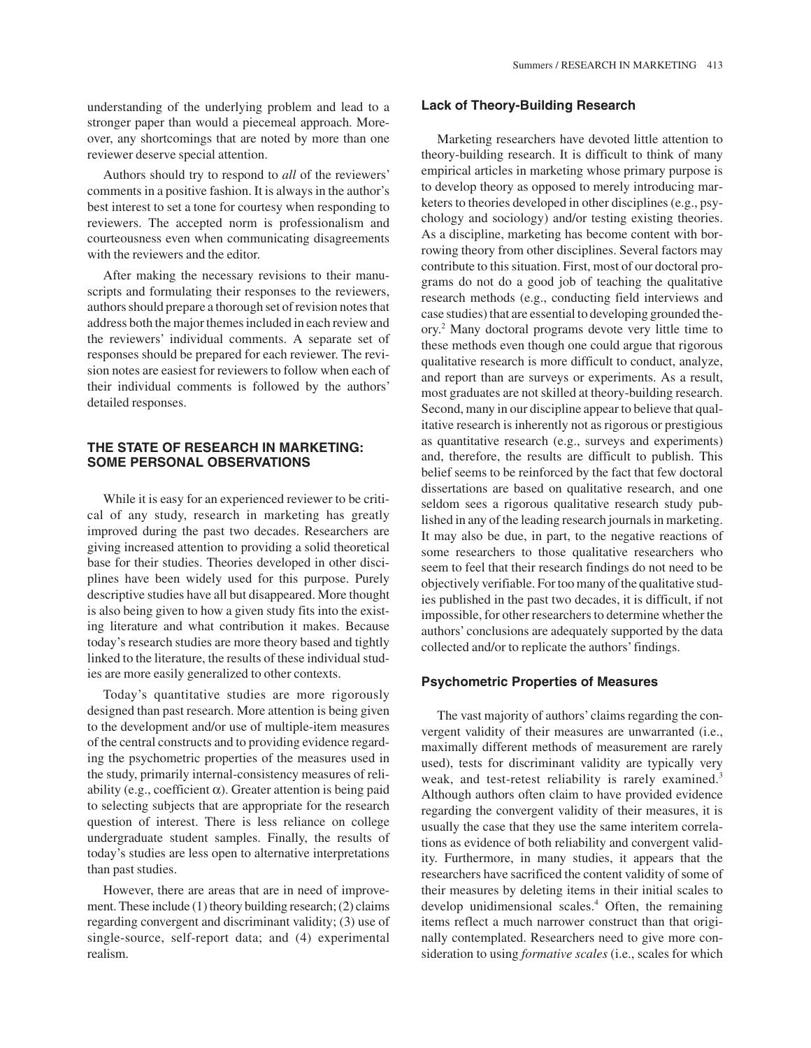understanding of the underlying problem and lead to a stronger paper than would a piecemeal approach. Moreover, any shortcomings that are noted by more than one reviewer deserve special attention.

Authors should try to respond to *all* of the reviewers' comments in a positive fashion. It is always in the author's best interest to set a tone for courtesy when responding to reviewers. The accepted norm is professionalism and courteousness even when communicating disagreements with the reviewers and the editor.

After making the necessary revisions to their manuscripts and formulating their responses to the reviewers, authors should prepare a thorough set of revision notes that address both the major themes included in each review and the reviewers' individual comments. A separate set of responses should be prepared for each reviewer. The revision notes are easiest for reviewers to follow when each of their individual comments is followed by the authors' detailed responses.

## THE STATE OF RESEARCH IN MARKETING: SOME PERSONAL OBSERVATIONS

While it is easy for an experienced reviewer to be critical of any study, research in marketing has greatly improved during the past two decades. Researchers are giving increased attention to providing a solid theoretical base for their studies. Theories developed in other disciplines have been widely used for this purpose. Purely descriptive studies have all but disappeared. More thought is also being given to how a given study fits into the existing literature and what contribution it makes. Because today's research studies are more theory based and tightly linked to the literature, the results of these individual studies are more easily generalized to other contexts.

Today's quantitative studies are more rigorously designed than past research. More attention is being given to the development and/or use of multiple-item measures of the central constructs and to providing evidence regarding the psychometric properties of the measures used in the study, primarily internal-consistency measures of reliability (e.g., coefficient $\alpha$). Greater attention is being paid to selecting subjects that are appropriate for the research question of interest. There is less reliance on college undergraduate student samples. Finally, the results of today's studies are less open to alternative interpretations than past studies.

However, there are areas that are in need of improvement. These include (1) theory building research; (2) claims regarding convergent and discriminant validity; (3) use of single-source, self-report data; and (4) experimental realism.

### Lack of Theory-Building Research

Marketing researchers have devoted little attention to theory-building research. It is difficult to think of many empirical articles in marketing whose primary purpose is to develop theory as opposed to merely introducing marketers to theories developed in other disciplines (e.g., psychology and sociology) and/or testing existing theories. As a discipline, marketing has become content with borrowing theory from other disciplines. Several factors may contribute to this situation. First, most of our doctoral programs do not do a good job of teaching the qualitative research methods (e.g., conducting field interviews and case studies) that are essential to developing grounded theory.[2] Many doctoral programs devote very little time to these methods even though one could argue that rigorous qualitative research is more difficult to conduct, analyze, and report than are surveys or experiments. As a result, most graduates are not skilled at theory-building research. Second, many in our discipline appear to believe that qualitative research is inherently not as rigorous or prestigious as quantitative research (e.g., surveys and experiments) and, therefore, the results are difficult to publish. This belief seems to be reinforced by the fact that few doctoral dissertations are based on qualitative research, and one seldom sees a rigorous qualitative research study published in any of the leading research journals in marketing. It may also be due, in part, to the negative reactions of some researchers to those qualitative researchers who seem to feel that their research findings do not need to be objectively verifiable. For too many of the qualitative studies published in the past two decades, it is difficult, if not impossible, for other researchers to determine whether the authors' conclusions are adequately supported by the data collected and/or to replicate the authors' findings.

### Psychometric Properties of Measures

The vast majority of authors' claims regarding the convergent validity of their measures are unwarranted (i.e., maximally different methods of measurement are rarely used), tests for discriminant validity are typically very weak, and test-retest reliability is rarely examined.[3] Although authors often claim to have provided evidence regarding the convergent validity of their measures, it is usually the case that they use the same interitem correlations as evidence of both reliability and convergent validity. Furthermore, in many studies, it appears that the researchers have sacrificed the content validity of some of their measures by deleting items in their initial scales to develop unidimensional scales.[4] Often, the remaining items reflect a much narrower construct than that originally contemplated. Researchers need to give more consideration to using *formative scales* (i.e., scales for which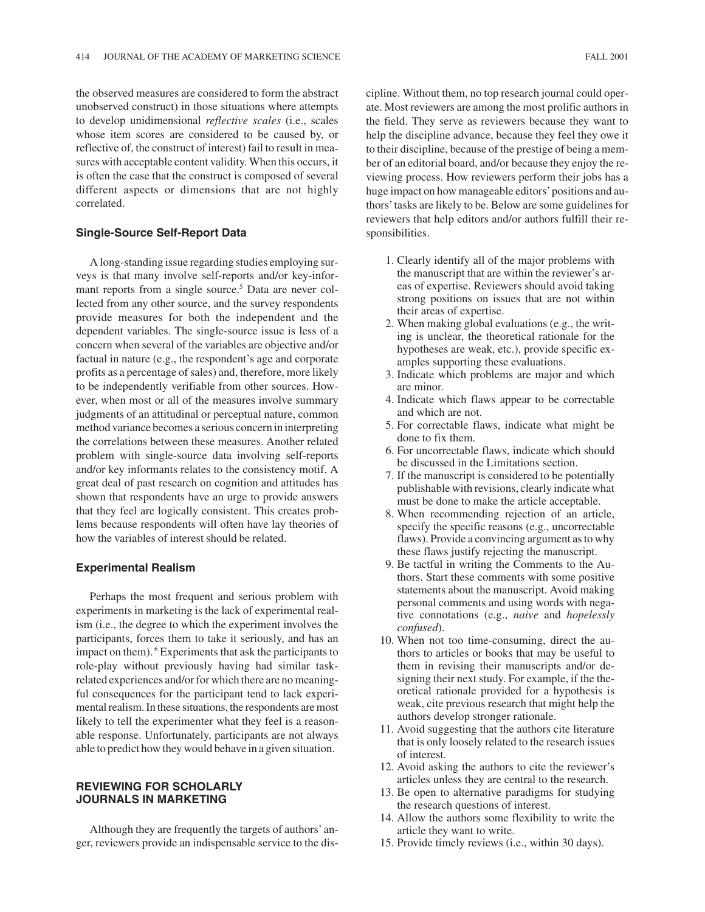the observed measures are considered to form the abstract unobserved construct) in those situations where attempts to develop unidimensional *reflective scales* (i.e., scales whose item scores are considered to be caused by, or reflective of, the construct of interest) fail to result in measures with acceptable content validity. When this occurs, it is often the case that the construct is composed of several different aspects or dimensions that are not highly correlated.

### Single-Source Self-Report Data

A long-standing issue regarding studies employing surveys is that many involve self-reports and/or key-informant reports from a single source.[5] Data are never collected from any other source, and the survey respondents provide measures for both the independent and the dependent variables. The single-source issue is less of a concern when several of the variables are objective and/or factual in nature (e.g., the respondent's age and corporate profits as a percentage of sales) and, therefore, more likely to be independently verifiable from other sources. However, when most or all of the measures involve summary judgments of an attitudinal or perceptual nature, common method variance becomes a serious concern in interpreting the correlations between these measures. Another related problem with single-source data involving self-reports and/or key informants relates to the consistency motif. A great deal of past research on cognition and attitudes has shown that respondents have an urge to provide answers that they feel are logically consistent. This creates problems because respondents will often have lay theories of how the variables of interest should be related.

### Experimental Realism

Perhaps the most frequent and serious problem with experiments in marketing is the lack of experimental realism (i.e., the degree to which the experiment involves the participants, forces them to take it seriously, and has an impact on them).[6] Experiments that ask the participants to role-play without previously having had similar task-related experiences and/or for which there are no meaningful consequences for the participant tend to lack experimental realism. In these situations, the respondents are most likely to tell the experimenter what they feel is a reasonable response. Unfortunately, participants are not always able to predict how they would behave in a given situation.

## REVIEWING FOR SCHOLARLY JOURNALS IN MARKETING

Although they are frequently the targets of authors' anger, reviewers provide an indispensable service to the discipline. Without them, no top research journal could operate. Most reviewers are among the most prolific authors in the field. They serve as reviewers because they want to help the discipline advance, because they feel they owe it to their discipline, because of the prestige of being a member of an editorial board, and/or because they enjoy the reviewing process. How reviewers perform their jobs has a huge impact on how manageable editors' positions and authors' tasks are likely to be. Below are some guidelines for reviewers that help editors and/or authors fulfill their responsibilities.

1. Clearly identify all of the major problems with the manuscript that are within the reviewer's areas of expertise. Reviewers should avoid taking strong positions on issues that are not within their areas of expertise.
2. When making global evaluations (e.g., the writing is unclear, the theoretical rationale for the hypotheses are weak, etc.), provide specific examples supporting these evaluations.
3. Indicate which problems are major and which are minor.
4. Indicate which flaws appear to be correctable and which are not.
5. For correctable flaws, indicate what might be done to fix them.
6. For uncorrectable flaws, indicate which should be discussed in the Limitations section.
7. If the manuscript is considered to be potentially publishable with revisions, clearly indicate what must be done to make the article acceptable.
8. When recommending rejection of an article, specify the specific reasons (e.g., uncorrectable flaws). Provide a convincing argument as to why these flaws justify rejecting the manuscript.
9. Be tactful in writing the Comments to the Authors. Start these comments with some positive statements about the manuscript. Avoid making personal comments and using words with negative connotations (e.g., *naive* and *hopelessly confused*).
10. When not too time-consuming, direct the authors to articles or books that may be useful to them in revising their manuscripts and/or designing their next study. For example, if the theoretical rationale provided for a hypothesis is weak, cite previous research that might help the authors develop stronger rationale.
11. Avoid suggesting that the authors cite literature that is only loosely related to the research issues of interest.
12. Avoid asking the authors to cite the reviewer's articles unless they are central to the research.
13. Be open to alternative paradigms for studying the research questions of interest.
14. Allow the authors some flexibility to write the article they want to write.
15. Provide timely reviews (i.e., within 30 days).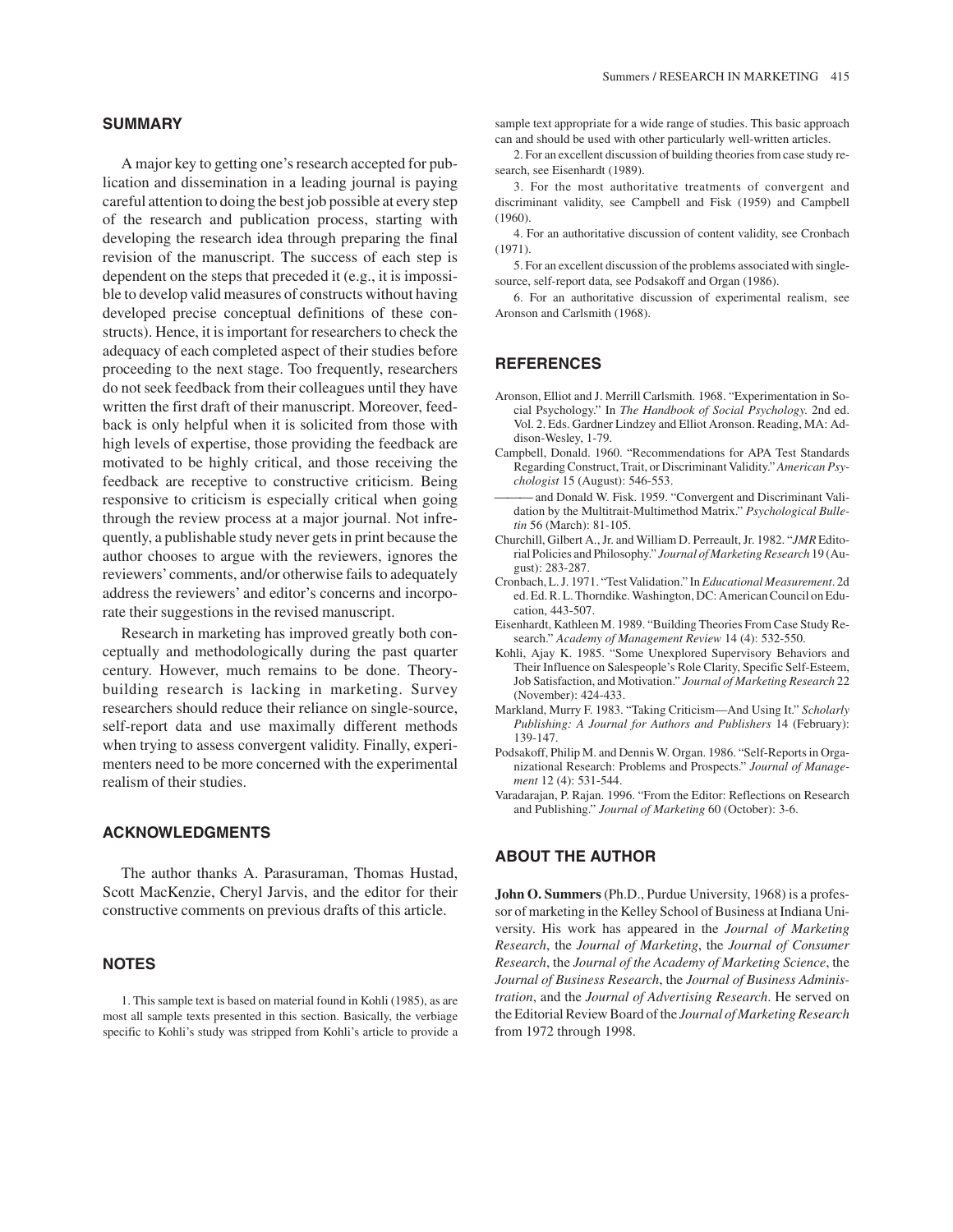## SUMMARY

A major key to getting one's research accepted for publication and dissemination in a leading journal is paying careful attention to doing the best job possible at every step of the research and publication process, starting with developing the research idea through preparing the final revision of the manuscript. The success of each step is dependent on the steps that preceded it (e.g., it is impossible to develop valid measures of constructs without having developed precise conceptual definitions of these constructs). Hence, it is important for researchers to check the adequacy of each completed aspect of their studies before proceeding to the next stage. Too frequently, researchers do not seek feedback from their colleagues until they have written the first draft of their manuscript. Moreover, feedback is only helpful when it is solicited from those with high levels of expertise, those providing the feedback are motivated to be highly critical, and those receiving the feedback are receptive to constructive criticism. Being responsive to criticism is especially critical when going through the review process at a major journal. Not infrequently, a publishable study never gets in print because the author chooses to argue with the reviewers, ignores the reviewers' comments, and/or otherwise fails to adequately address the reviewers' and editor's concerns and incorporate their suggestions in the revised manuscript.

Research in marketing has improved greatly both conceptually and methodologically during the past quarter century. However, much remains to be done. Theory-building research is lacking in marketing. Survey researchers should reduce their reliance on single-source, self-report data and use maximally different methods when trying to assess convergent validity. Finally, experimenters need to be more concerned with the experimental realism of their studies.

## ACKNOWLEDGMENTS

The author thanks A. Parasuraman, Thomas Hustad, Scott MacKenzie, Cheryl Jarvis, and the editor for their constructive comments on previous drafts of this article.

## NOTES

1. This sample text is based on material found in Kohli (1985), as are most all sample texts presented in this section. Basically, the verbiage specific to Kohli's study was stripped from Kohli's article to provide a sample text appropriate for a wide range of studies. This basic approach can and should be used with other particularly well-written articles.

2. For an excellent discussion of building theories from case study research, see Eisenhardt (1989).

3. For the most authoritative treatments of convergent and discriminant validity, see Campbell and Fisk (1959) and Campbell (1960).

4. For an authoritative discussion of content validity, see Cronbach (1971).

5. For an excellent discussion of the problems associated with single-source, self-report data, see Podsakoff and Organ (1986).

6. For an authoritative discussion of experimental realism, see Aronson and Carlsmith (1968).

## REFERENCES

Aronson, Elliot and J. Merrill Carlsmith. 1968. "Experimentation in Social Psychology." In *The Handbook of Social Psychology.* 2nd ed. Vol. 2. Eds. Gardner Lindzey and Elliot Aronson. Reading, MA: Addison-Wesley, 1-79.

Campbell, Donald. 1960. "Recommendations for APA Test Standards Regarding Construct, Trait, or Discriminant Validity." *American Psychologist* 15 (August): 546-553.

——— and Donald W. Fisk. 1959. "Convergent and Discriminant Validation by the Multitrait-Multimethod Matrix." *Psychological Bulletin* 56 (March): 81-105.

Churchill, Gilbert A., Jr. and William D. Perreault, Jr. 1982. "*JMR* Editorial Policies and Philosophy." *Journal of Marketing Research* 19 (August): 283-287.

Cronbach, L. J. 1971. "Test Validation." In *Educational Measurement*. 2d ed. Ed. R. L. Thorndike. Washington, DC: American Council on Education, 443-507.

Eisenhardt, Kathleen M. 1989. "Building Theories From Case Study Research." *Academy of Management Review* 14 (4): 532-550.

Kohli, Ajay K. 1985. "Some Unexplored Supervisory Behaviors and Their Influence on Salespeople's Role Clarity, Specific Self-Esteem, Job Satisfaction, and Motivation." *Journal of Marketing Research* 22 (November): 424-433.

Markland, Murry F. 1983. "Taking Criticism—And Using It." *Scholarly Publishing: A Journal for Authors and Publishers* 14 (February): 139-147.

Podsakoff, Philip M. and Dennis W. Organ. 1986. "Self-Reports in Organizational Research: Problems and Prospects." *Journal of Management* 12 (4): 531-544.

Varadarajan, P. Rajan. 1996. "From the Editor: Reflections on Research and Publishing." *Journal of Marketing* 60 (October): 3-6.

## ABOUT THE AUTHOR

**John O. Summers** (Ph.D., Purdue University, 1968) is a professor of marketing in the Kelley School of Business at Indiana University. His work has appeared in the *Journal of Marketing Research*, the *Journal of Marketing*, the *Journal of Consumer Research*, the *Journal of the Academy of Marketing Science*, the *Journal of Business Research*, the *Journal of Business Administration*, and the *Journal of Advertising Research*. He served on the Editorial Review Board of the *Journal of Marketing Research* from 1972 through 1998.